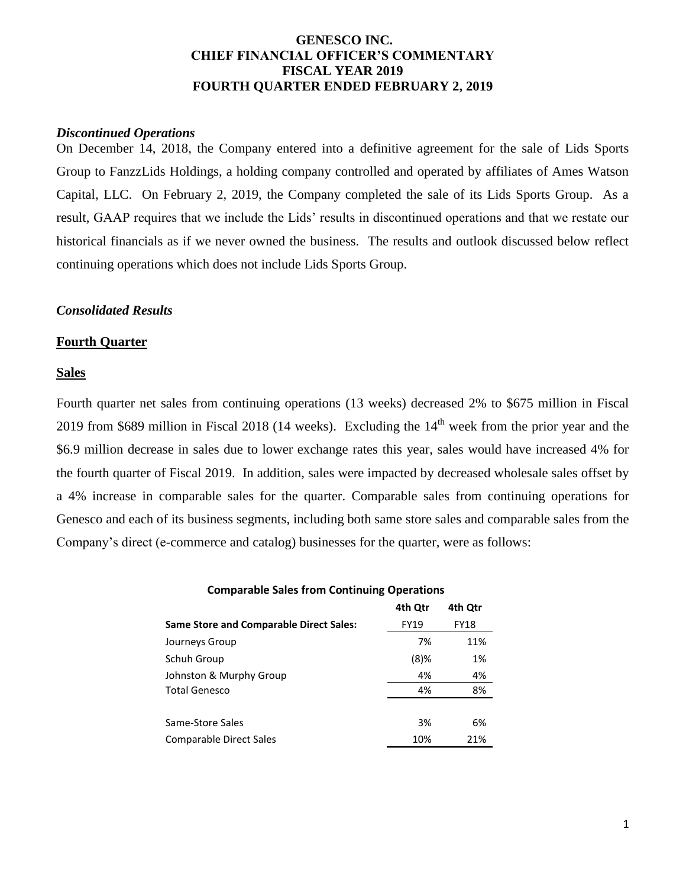# GENESCO INC.
# CHIEF FINANCIAL OFFICER'S COMMENTARY
# FISCAL YEAR 2019
# FOURTH QUARTER ENDED FEBRUARY 2, 2019

### *Discontinued Operations*

On December 14, 2018, the Company entered into a definitive agreement for the sale of Lids Sports Group to FanzzLids Holdings, a holding company controlled and operated by affiliates of Ames Watson Capital, LLC. On February 2, 2019, the Company completed the sale of its Lids Sports Group. As a result, GAAP requires that we include the Lids' results in discontinued operations and that we restate our historical financials as if we never owned the business. The results and outlook discussed below reflect continuing operations which does not include Lids Sports Group.

### *Consolidated Results*

## Fourth Quarter

### Sales

Fourth quarter net sales from continuing operations (13 weeks) decreased 2% to \$675 million in Fiscal 2019 from \$689 million in Fiscal 2018 (14 weeks). Excluding the 14th week from the prior year and the \$6.9 million decrease in sales due to lower exchange rates this year, sales would have increased 4% for the fourth quarter of Fiscal 2019. In addition, sales were impacted by decreased wholesale sales offset by a 4% increase in comparable sales for the quarter. Comparable sales from continuing operations for Genesco and each of its business segments, including both same store sales and comparable sales from the Company's direct (e-commerce and catalog) businesses for the quarter, were as follows:

**Comparable Sales from Continuing Operations**

| | 4th Qtr | 4th Qtr |
|---|---|---|
| **Same Store and Comparable Direct Sales:** | FY19 | FY18 |
| Journeys Group | 7% | 11% |
| Schuh Group | (8)% | 1% |
| Johnston & Murphy Group | 4% | 4% |
| Total Genesco | 4% | 8% |
| | | |
| Same-Store Sales | 3% | 6% |
| Comparable Direct Sales | 10% | 21% |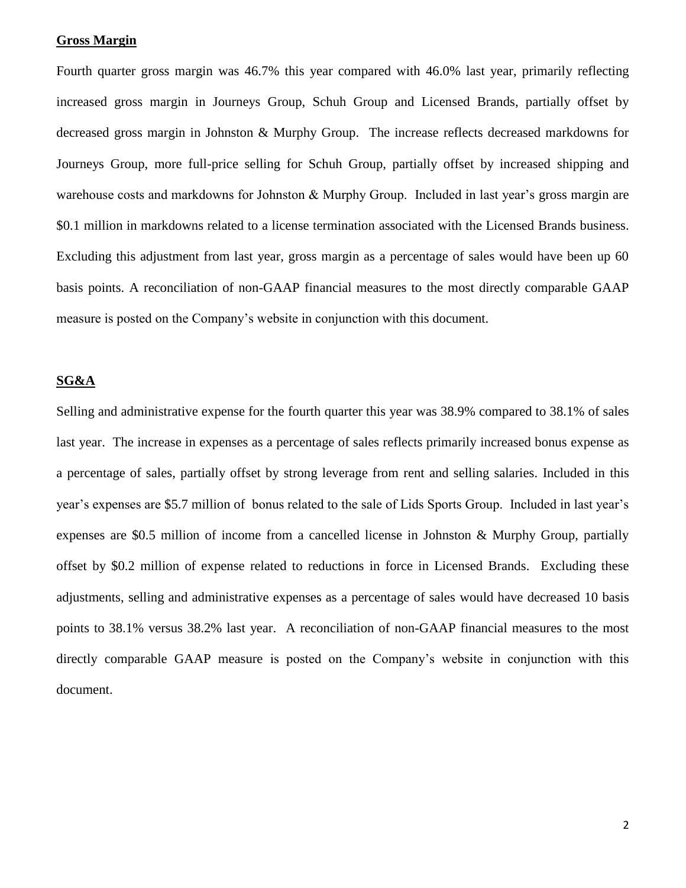**Gross Margin**

Fourth quarter gross margin was 46.7% this year compared with 46.0% last year, primarily reflecting increased gross margin in Journeys Group, Schuh Group and Licensed Brands, partially offset by decreased gross margin in Johnston & Murphy Group. The increase reflects decreased markdowns for Journeys Group, more full-price selling for Schuh Group, partially offset by increased shipping and warehouse costs and markdowns for Johnston & Murphy Group. Included in last year's gross margin are $0.1 million in markdowns related to a license termination associated with the Licensed Brands business. Excluding this adjustment from last year, gross margin as a percentage of sales would have been up 60 basis points. A reconciliation of non-GAAP financial measures to the most directly comparable GAAP measure is posted on the Company's website in conjunction with this document.

**SG&A**

Selling and administrative expense for the fourth quarter this year was 38.9% compared to 38.1% of sales last year. The increase in expenses as a percentage of sales reflects primarily increased bonus expense as a percentage of sales, partially offset by strong leverage from rent and selling salaries. Included in this year's expenses are $5.7 million of bonus related to the sale of Lids Sports Group. Included in last year's expenses are $0.5 million of income from a cancelled license in Johnston & Murphy Group, partially offset by $0.2 million of expense related to reductions in force in Licensed Brands. Excluding these adjustments, selling and administrative expenses as a percentage of sales would have decreased 10 basis points to 38.1% versus 38.2% last year. A reconciliation of non-GAAP financial measures to the most directly comparable GAAP measure is posted on the Company's website in conjunction with this document.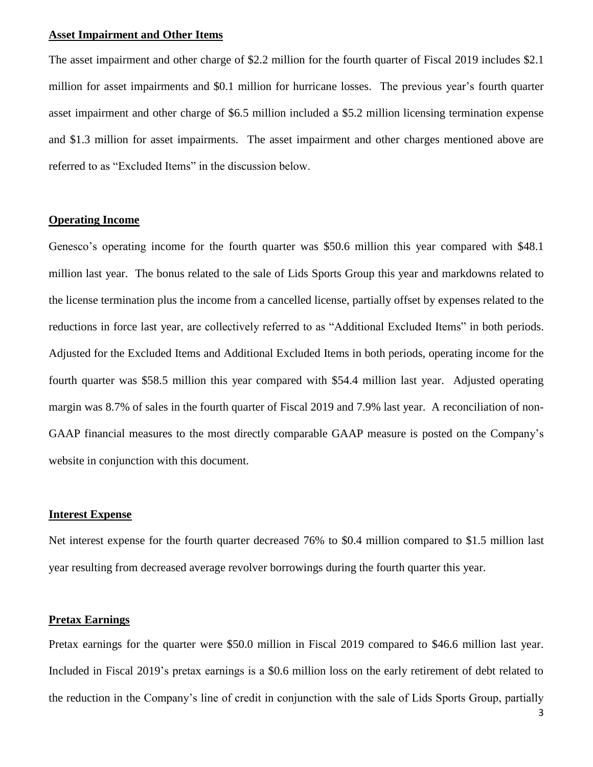**Asset Impairment and Other Items**

The asset impairment and other charge of $2.2 million for the fourth quarter of Fiscal 2019 includes $2.1 million for asset impairments and $0.1 million for hurricane losses. The previous year's fourth quarter asset impairment and other charge of $6.5 million included a $5.2 million licensing termination expense and $1.3 million for asset impairments. The asset impairment and other charges mentioned above are referred to as "Excluded Items" in the discussion below.

**Operating Income**

Genesco's operating income for the fourth quarter was $50.6 million this year compared with $48.1 million last year. The bonus related to the sale of Lids Sports Group this year and markdowns related to the license termination plus the income from a cancelled license, partially offset by expenses related to the reductions in force last year, are collectively referred to as "Additional Excluded Items" in both periods. Adjusted for the Excluded Items and Additional Excluded Items in both periods, operating income for the fourth quarter was $58.5 million this year compared with $54.4 million last year. Adjusted operating margin was 8.7% of sales in the fourth quarter of Fiscal 2019 and 7.9% last year. A reconciliation of non-GAAP financial measures to the most directly comparable GAAP measure is posted on the Company's website in conjunction with this document.

**Interest Expense**

Net interest expense for the fourth quarter decreased 76% to $0.4 million compared to $1.5 million last year resulting from decreased average revolver borrowings during the fourth quarter this year.

**Pretax Earnings**

Pretax earnings for the quarter were $50.0 million in Fiscal 2019 compared to $46.6 million last year. Included in Fiscal 2019's pretax earnings is a $0.6 million loss on the early retirement of debt related to the reduction in the Company's line of credit in conjunction with the sale of Lids Sports Group, partially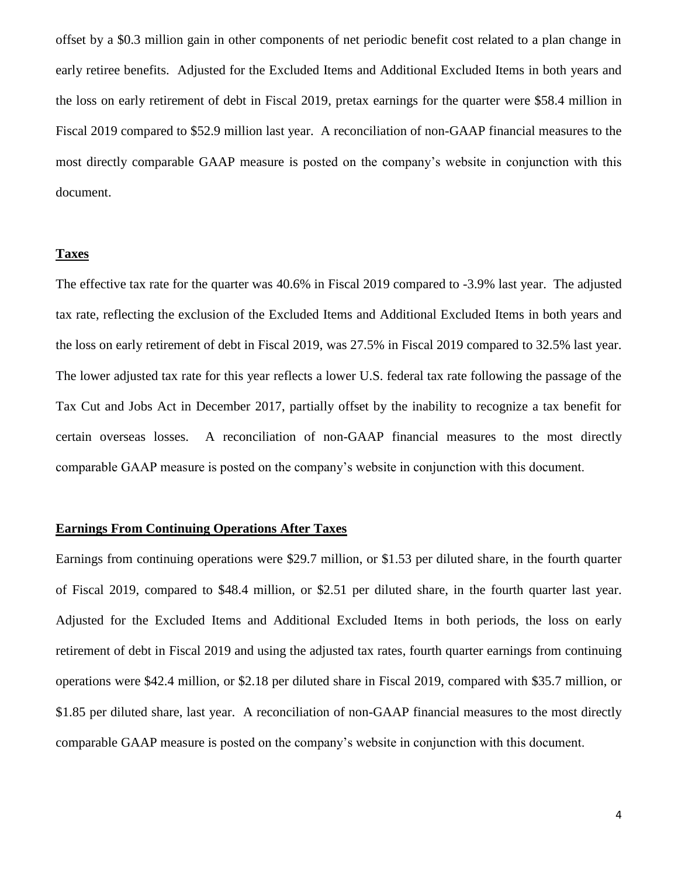offset by a $0.3 million gain in other components of net periodic benefit cost related to a plan change in early retiree benefits. Adjusted for the Excluded Items and Additional Excluded Items in both years and the loss on early retirement of debt in Fiscal 2019, pretax earnings for the quarter were $58.4 million in Fiscal 2019 compared to $52.9 million last year. A reconciliation of non-GAAP financial measures to the most directly comparable GAAP measure is posted on the company's website in conjunction with this document.

**Taxes**

The effective tax rate for the quarter was 40.6% in Fiscal 2019 compared to -3.9% last year. The adjusted tax rate, reflecting the exclusion of the Excluded Items and Additional Excluded Items in both years and the loss on early retirement of debt in Fiscal 2019, was 27.5% in Fiscal 2019 compared to 32.5% last year. The lower adjusted tax rate for this year reflects a lower U.S. federal tax rate following the passage of the Tax Cut and Jobs Act in December 2017, partially offset by the inability to recognize a tax benefit for certain overseas losses. A reconciliation of non-GAAP financial measures to the most directly comparable GAAP measure is posted on the company's website in conjunction with this document.

**Earnings From Continuing Operations After Taxes**

Earnings from continuing operations were $29.7 million, or $1.53 per diluted share, in the fourth quarter of Fiscal 2019, compared to $48.4 million, or $2.51 per diluted share, in the fourth quarter last year. Adjusted for the Excluded Items and Additional Excluded Items in both periods, the loss on early retirement of debt in Fiscal 2019 and using the adjusted tax rates, fourth quarter earnings from continuing operations were $42.4 million, or $2.18 per diluted share in Fiscal 2019, compared with $35.7 million, or $1.85 per diluted share, last year. A reconciliation of non-GAAP financial measures to the most directly comparable GAAP measure is posted on the company's website in conjunction with this document.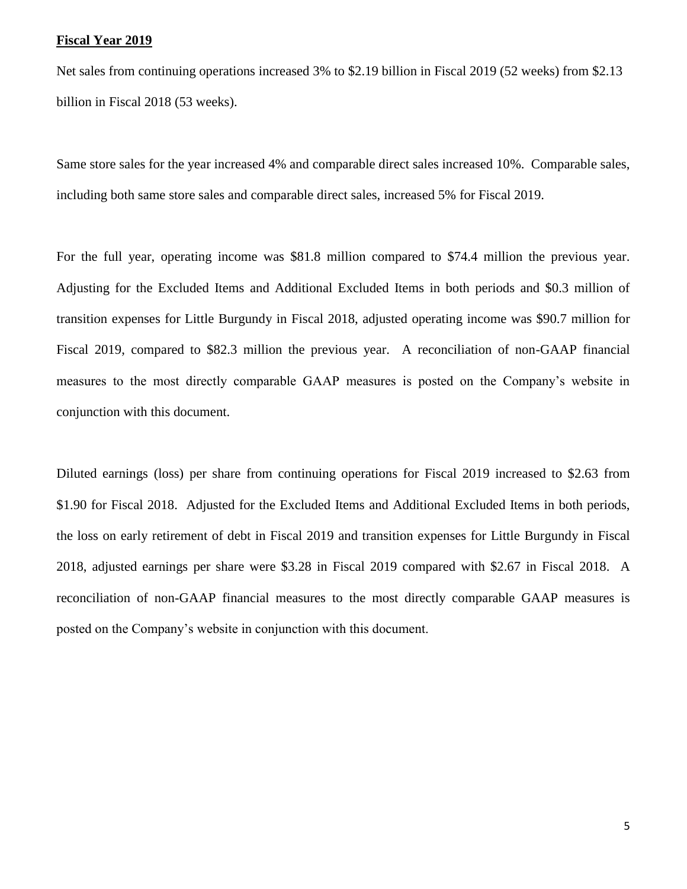**Fiscal Year 2019**

Net sales from continuing operations increased 3% to $2.19 billion in Fiscal 2019 (52 weeks) from $2.13 billion in Fiscal 2018 (53 weeks).

Same store sales for the year increased 4% and comparable direct sales increased 10%. Comparable sales, including both same store sales and comparable direct sales, increased 5% for Fiscal 2019.

For the full year, operating income was $81.8 million compared to $74.4 million the previous year. Adjusting for the Excluded Items and Additional Excluded Items in both periods and $0.3 million of transition expenses for Little Burgundy in Fiscal 2018, adjusted operating income was $90.7 million for Fiscal 2019, compared to $82.3 million the previous year. A reconciliation of non-GAAP financial measures to the most directly comparable GAAP measures is posted on the Company's website in conjunction with this document.

Diluted earnings (loss) per share from continuing operations for Fiscal 2019 increased to $2.63 from $1.90 for Fiscal 2018. Adjusted for the Excluded Items and Additional Excluded Items in both periods, the loss on early retirement of debt in Fiscal 2019 and transition expenses for Little Burgundy in Fiscal 2018, adjusted earnings per share were $3.28 in Fiscal 2019 compared with $2.67 in Fiscal 2018. A reconciliation of non-GAAP financial measures to the most directly comparable GAAP measures is posted on the Company's website in conjunction with this document.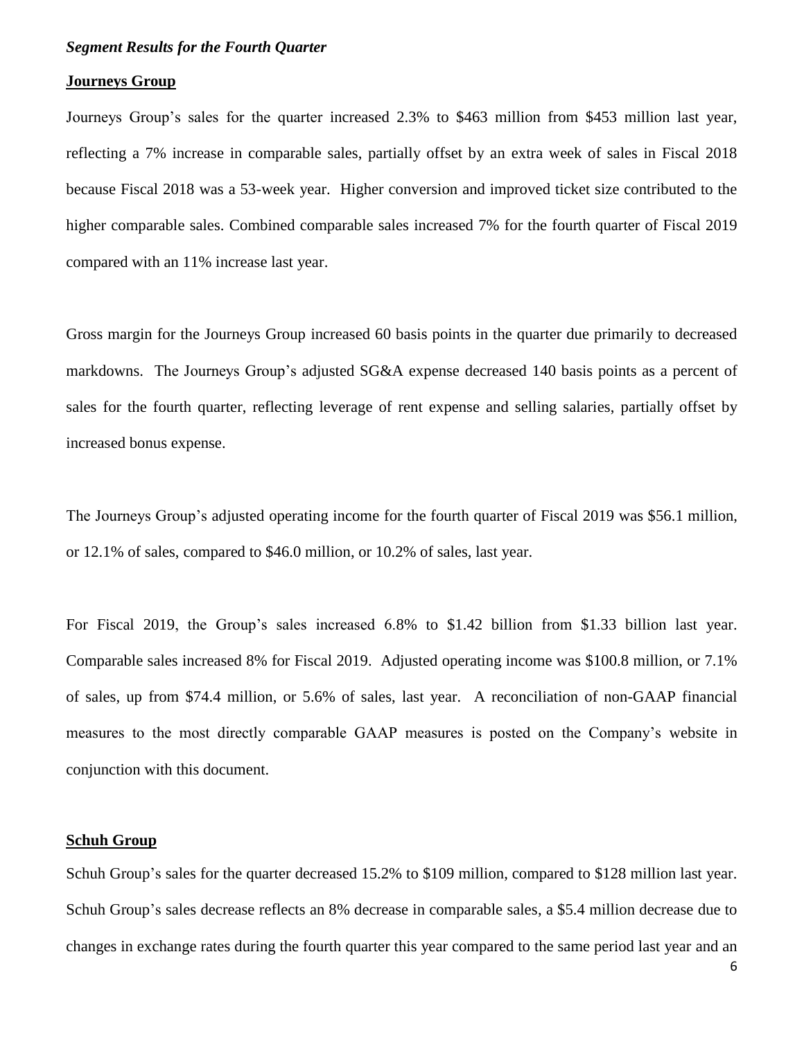***Segment Results for the Fourth Quarter***

**Journeys Group**

Journeys Group's sales for the quarter increased 2.3% to $463 million from $453 million last year, reflecting a 7% increase in comparable sales, partially offset by an extra week of sales in Fiscal 2018 because Fiscal 2018 was a 53-week year. Higher conversion and improved ticket size contributed to the higher comparable sales. Combined comparable sales increased 7% for the fourth quarter of Fiscal 2019 compared with an 11% increase last year.

Gross margin for the Journeys Group increased 60 basis points in the quarter due primarily to decreased markdowns. The Journeys Group's adjusted SG&A expense decreased 140 basis points as a percent of sales for the fourth quarter, reflecting leverage of rent expense and selling salaries, partially offset by increased bonus expense.

The Journeys Group's adjusted operating income for the fourth quarter of Fiscal 2019 was $56.1 million, or 12.1% of sales, compared to $46.0 million, or 10.2% of sales, last year.

For Fiscal 2019, the Group's sales increased 6.8% to $1.42 billion from $1.33 billion last year. Comparable sales increased 8% for Fiscal 2019. Adjusted operating income was $100.8 million, or 7.1% of sales, up from $74.4 million, or 5.6% of sales, last year. A reconciliation of non-GAAP financial measures to the most directly comparable GAAP measures is posted on the Company's website in conjunction with this document.

**Schuh Group**

Schuh Group's sales for the quarter decreased 15.2% to $109 million, compared to $128 million last year. Schuh Group's sales decrease reflects an 8% decrease in comparable sales, a $5.4 million decrease due to changes in exchange rates during the fourth quarter this year compared to the same period last year and an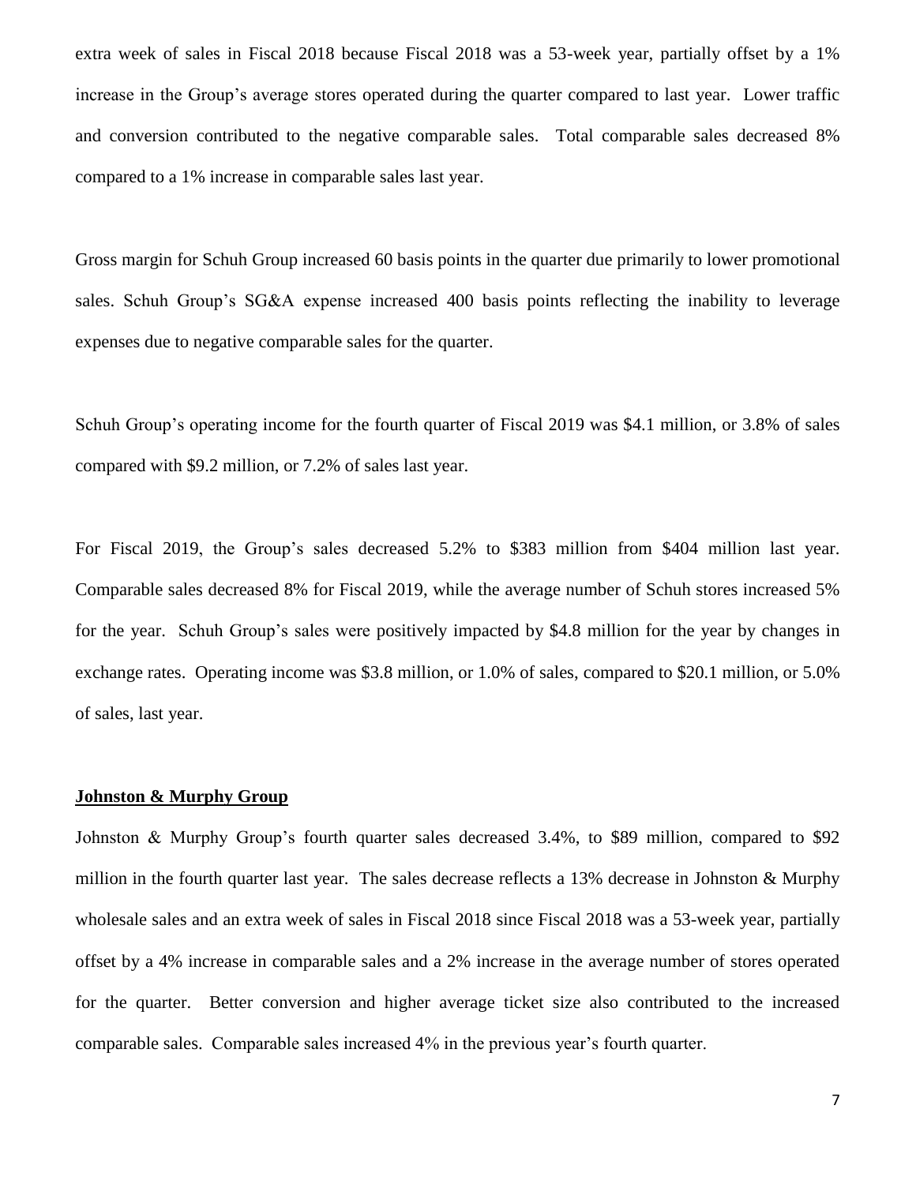extra week of sales in Fiscal 2018 because Fiscal 2018 was a 53-week year, partially offset by a 1% increase in the Group's average stores operated during the quarter compared to last year. Lower traffic and conversion contributed to the negative comparable sales. Total comparable sales decreased 8% compared to a 1% increase in comparable sales last year.

Gross margin for Schuh Group increased 60 basis points in the quarter due primarily to lower promotional sales. Schuh Group's SG&A expense increased 400 basis points reflecting the inability to leverage expenses due to negative comparable sales for the quarter.

Schuh Group's operating income for the fourth quarter of Fiscal 2019 was $4.1 million, or 3.8% of sales compared with $9.2 million, or 7.2% of sales last year.

For Fiscal 2019, the Group's sales decreased 5.2% to $383 million from $404 million last year. Comparable sales decreased 8% for Fiscal 2019, while the average number of Schuh stores increased 5% for the year. Schuh Group's sales were positively impacted by $4.8 million for the year by changes in exchange rates. Operating income was $3.8 million, or 1.0% of sales, compared to $20.1 million, or 5.0% of sales, last year.

**Johnston & Murphy Group**

Johnston & Murphy Group's fourth quarter sales decreased 3.4%, to $89 million, compared to $92 million in the fourth quarter last year. The sales decrease reflects a 13% decrease in Johnston & Murphy wholesale sales and an extra week of sales in Fiscal 2018 since Fiscal 2018 was a 53-week year, partially offset by a 4% increase in comparable sales and a 2% increase in the average number of stores operated for the quarter. Better conversion and higher average ticket size also contributed to the increased comparable sales. Comparable sales increased 4% in the previous year's fourth quarter.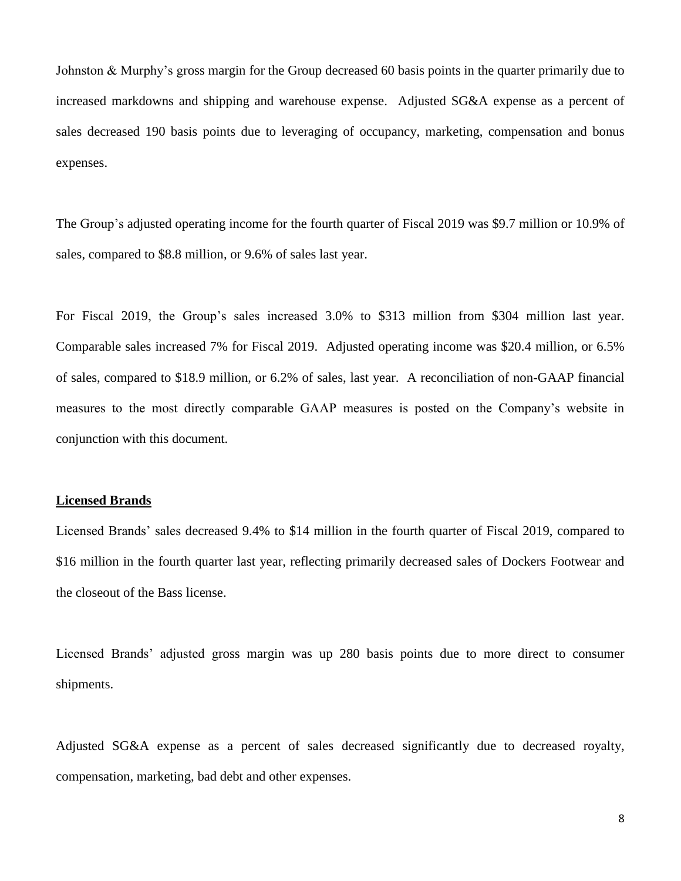Johnston & Murphy's gross margin for the Group decreased 60 basis points in the quarter primarily due to increased markdowns and shipping and warehouse expense. Adjusted SG&A expense as a percent of sales decreased 190 basis points due to leveraging of occupancy, marketing, compensation and bonus expenses.

The Group's adjusted operating income for the fourth quarter of Fiscal 2019 was $9.7 million or 10.9% of sales, compared to $8.8 million, or 9.6% of sales last year.

For Fiscal 2019, the Group's sales increased 3.0% to $313 million from $304 million last year. Comparable sales increased 7% for Fiscal 2019. Adjusted operating income was $20.4 million, or 6.5% of sales, compared to $18.9 million, or 6.2% of sales, last year. A reconciliation of non-GAAP financial measures to the most directly comparable GAAP measures is posted on the Company's website in conjunction with this document.

**Licensed Brands**

Licensed Brands' sales decreased 9.4% to $14 million in the fourth quarter of Fiscal 2019, compared to $16 million in the fourth quarter last year, reflecting primarily decreased sales of Dockers Footwear and the closeout of the Bass license.

Licensed Brands' adjusted gross margin was up 280 basis points due to more direct to consumer shipments.

Adjusted SG&A expense as a percent of sales decreased significantly due to decreased royalty, compensation, marketing, bad debt and other expenses.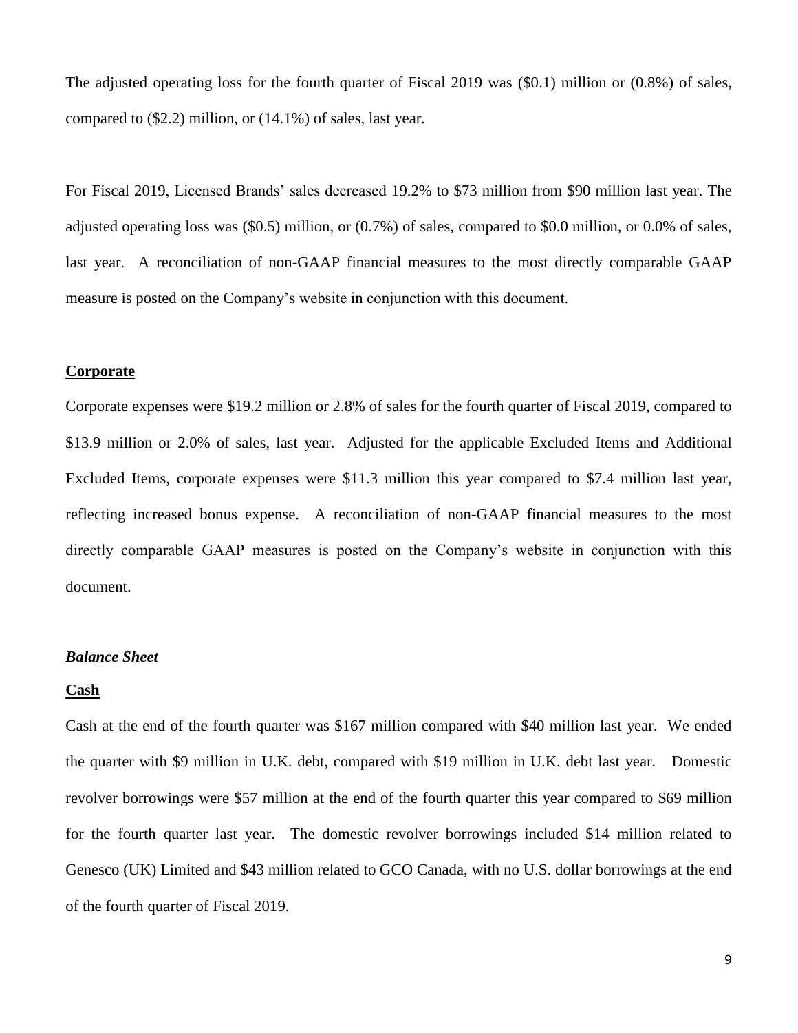The adjusted operating loss for the fourth quarter of Fiscal 2019 was ($0.1) million or (0.8%) of sales, compared to ($2.2) million, or (14.1%) of sales, last year.

For Fiscal 2019, Licensed Brands' sales decreased 19.2% to $73 million from $90 million last year. The adjusted operating loss was ($0.5) million, or (0.7%) of sales, compared to $0.0 million, or 0.0% of sales, last year. A reconciliation of non-GAAP financial measures to the most directly comparable GAAP measure is posted on the Company's website in conjunction with this document.

**Corporate**

Corporate expenses were $19.2 million or 2.8% of sales for the fourth quarter of Fiscal 2019, compared to $13.9 million or 2.0% of sales, last year. Adjusted for the applicable Excluded Items and Additional Excluded Items, corporate expenses were $11.3 million this year compared to $7.4 million last year, reflecting increased bonus expense. A reconciliation of non-GAAP financial measures to the most directly comparable GAAP measures is posted on the Company's website in conjunction with this document.

***Balance Sheet***

**Cash**

Cash at the end of the fourth quarter was $167 million compared with $40 million last year. We ended the quarter with $9 million in U.K. debt, compared with $19 million in U.K. debt last year. Domestic revolver borrowings were $57 million at the end of the fourth quarter this year compared to $69 million for the fourth quarter last year. The domestic revolver borrowings included $14 million related to Genesco (UK) Limited and $43 million related to GCO Canada, with no U.S. dollar borrowings at the end of the fourth quarter of Fiscal 2019.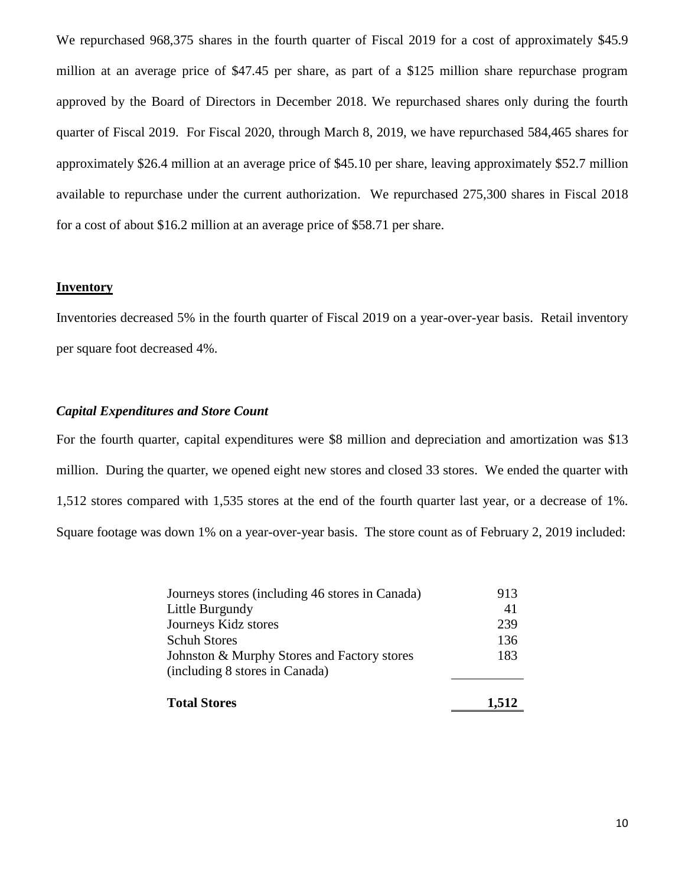We repurchased 968,375 shares in the fourth quarter of Fiscal 2019 for a cost of approximately $45.9 million at an average price of $47.45 per share, as part of a $125 million share repurchase program approved by the Board of Directors in December 2018. We repurchased shares only during the fourth quarter of Fiscal 2019. For Fiscal 2020, through March 8, 2019, we have repurchased 584,465 shares for approximately $26.4 million at an average price of $45.10 per share, leaving approximately $52.7 million available to repurchase under the current authorization. We repurchased 275,300 shares in Fiscal 2018 for a cost of about $16.2 million at an average price of $58.71 per share.

## Inventory

Inventories decreased 5% in the fourth quarter of Fiscal 2019 on a year-over-year basis. Retail inventory per square foot decreased 4%.

### *Capital Expenditures and Store Count*

For the fourth quarter, capital expenditures were $8 million and depreciation and amortization was $13 million. During the quarter, we opened eight new stores and closed 33 stores. We ended the quarter with 1,512 stores compared with 1,535 stores at the end of the fourth quarter last year, or a decrease of 1%. Square footage was down 1% on a year-over-year basis. The store count as of February 2, 2019 included:

| | |
|---|---|
| Journeys stores (including 46 stores in Canada) | 913 |
| Little Burgundy | 41 |
| Journeys Kidz stores | 239 |
| Schuh Stores | 136 |
| Johnston & Murphy Stores and Factory stores (including 8 stores in Canada) | 183 |
| **Total Stores** | **1,512** |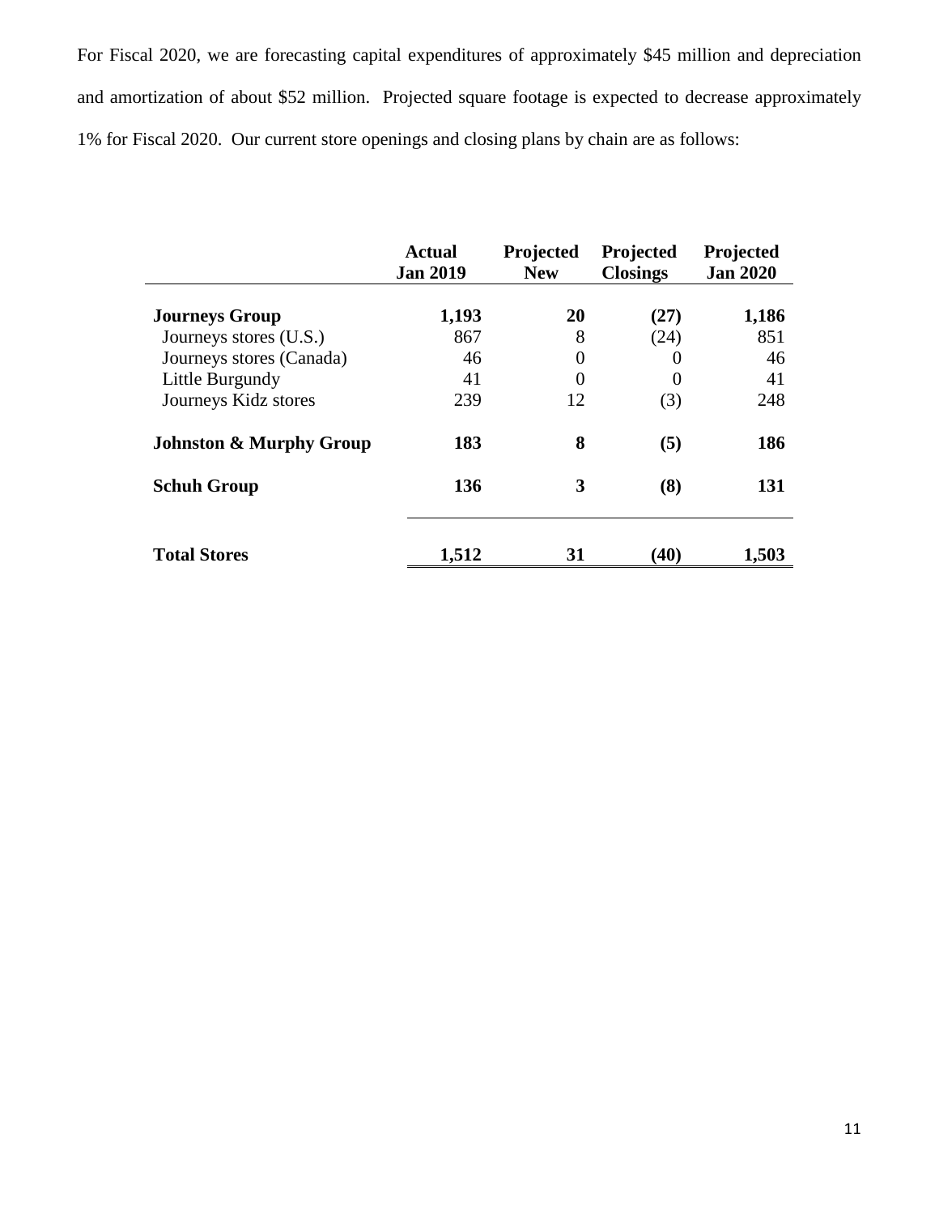For Fiscal 2020, we are forecasting capital expenditures of approximately $45 million and depreciation and amortization of about $52 million. Projected square footage is expected to decrease approximately 1% for Fiscal 2020. Our current store openings and closing plans by chain are as follows:

| | Actual Jan 2019 | Projected New | Projected Closings | Projected Jan 2020 |
|---|---|---|---|---|
| **Journeys Group** | **1,193** | **20** | **(27)** | **1,186** |
| Journeys stores (U.S.) | 867 | 8 | (24) | 851 |
| Journeys stores (Canada) | 46 | 0 | 0 | 46 |
| Little Burgundy | 41 | 0 | 0 | 41 |
| Journeys Kidz stores | 239 | 12 | (3) | 248 |
| **Johnston & Murphy Group** | **183** | **8** | **(5)** | **186** |
| **Schuh Group** | **136** | **3** | **(8)** | **131** |
| **Total Stores** | **1,512** | **31** | **(40)** | **1,503** |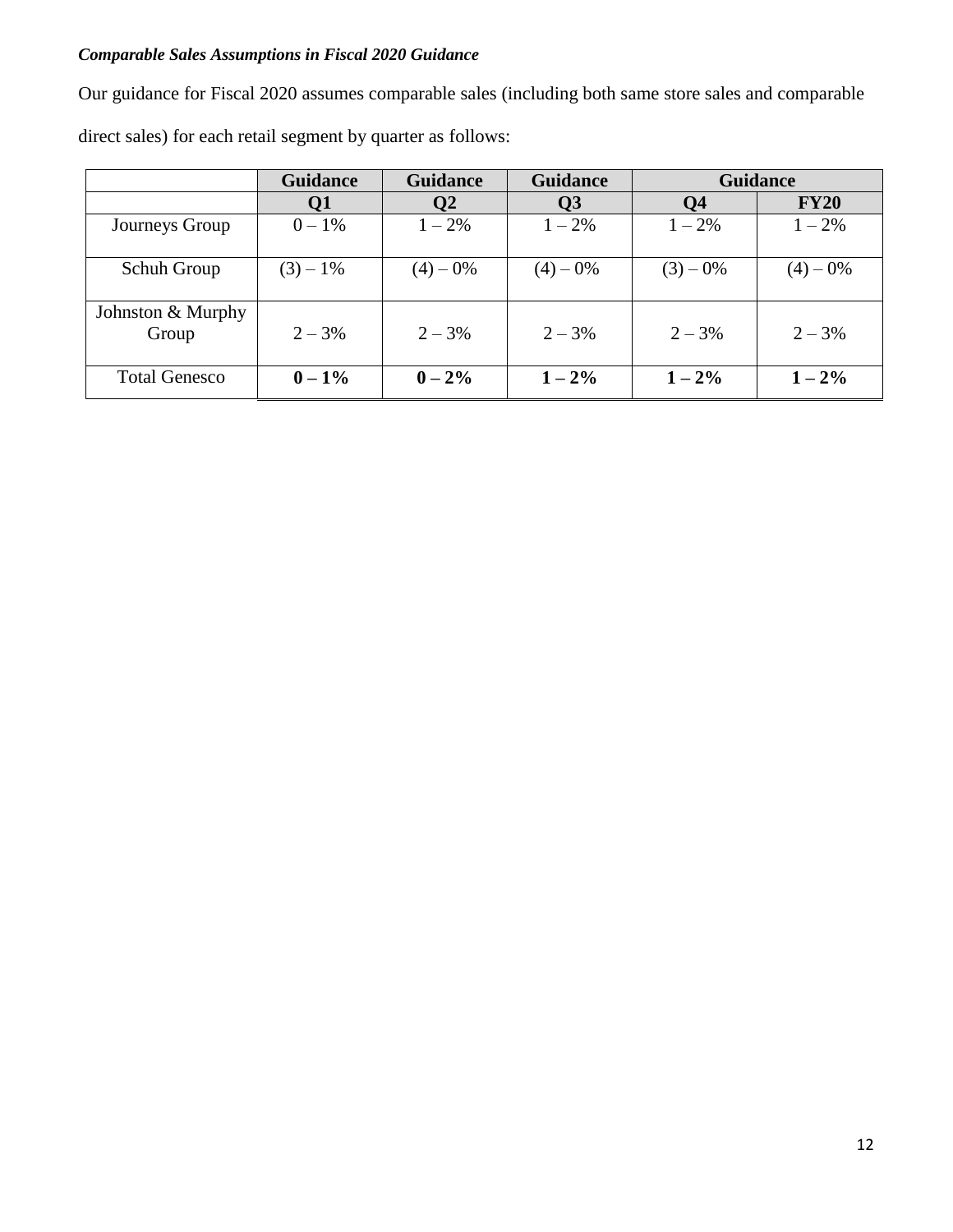***Comparable Sales Assumptions in Fiscal 2020 Guidance***

Our guidance for Fiscal 2020 assumes comparable sales (including both same store sales and comparable direct sales) for each retail segment by quarter as follows:

| | Guidance | Guidance | Guidance | Guidance | |
|---|---|---|---|---|---|
| | Q1 | Q2 | Q3 | Q4 | FY20 |
| Journeys Group | 0 – 1% | 1 – 2% | 1 – 2% | 1 – 2% | 1 – 2% |
| Schuh Group | (3) – 1% | (4) – 0% | (4) – 0% | (3) – 0% | (4) – 0% |
| Johnston & Murphy Group | 2 – 3% | 2 – 3% | 2 – 3% | 2 – 3% | 2 – 3% |
| Total Genesco | **0 – 1%** | **0 – 2%** | **1 – 2%** | **1 – 2%** | **1 – 2%** |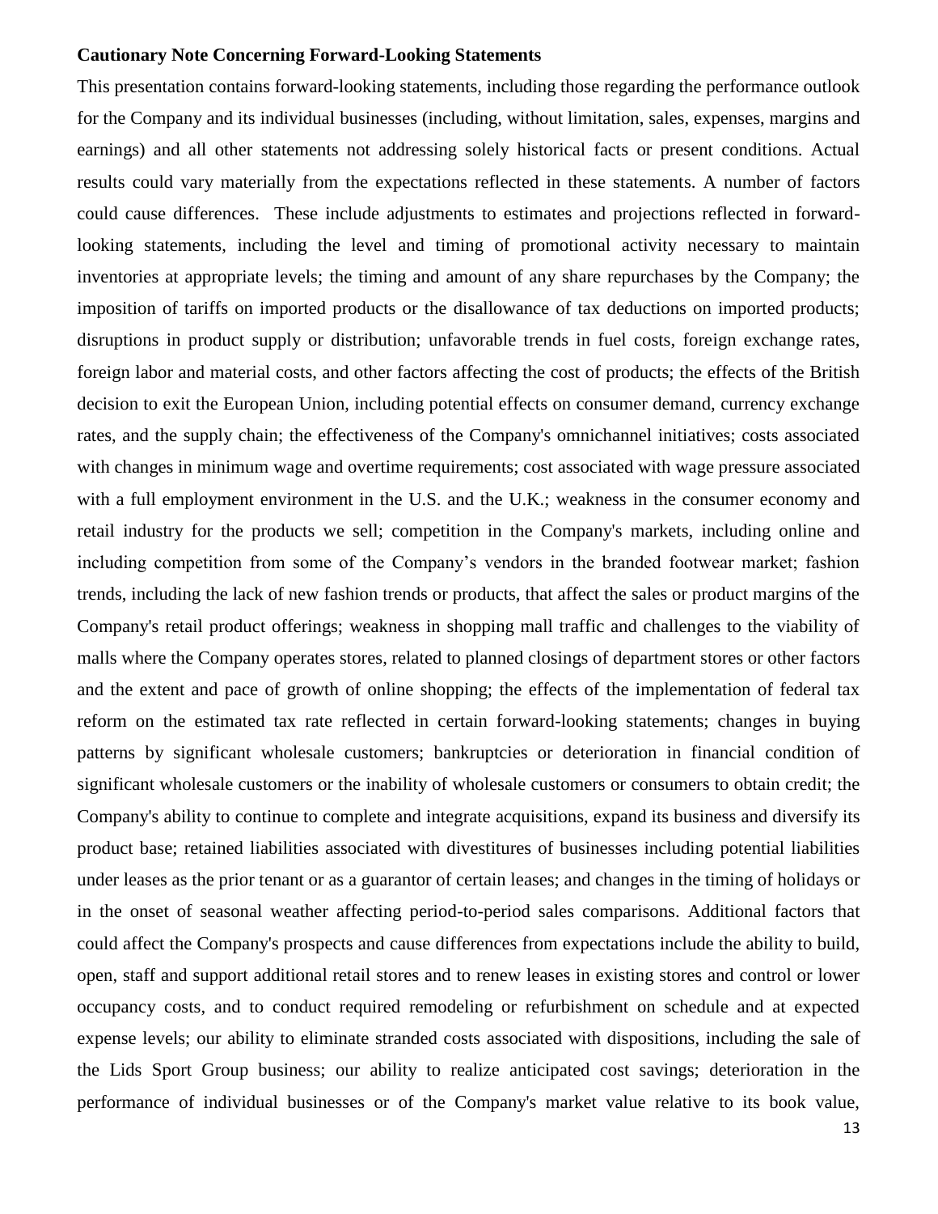**Cautionary Note Concerning Forward-Looking Statements**

This presentation contains forward-looking statements, including those regarding the performance outlook for the Company and its individual businesses (including, without limitation, sales, expenses, margins and earnings) and all other statements not addressing solely historical facts or present conditions. Actual results could vary materially from the expectations reflected in these statements. A number of factors could cause differences. These include adjustments to estimates and projections reflected in forward-looking statements, including the level and timing of promotional activity necessary to maintain inventories at appropriate levels; the timing and amount of any share repurchases by the Company; the imposition of tariffs on imported products or the disallowance of tax deductions on imported products; disruptions in product supply or distribution; unfavorable trends in fuel costs, foreign exchange rates, foreign labor and material costs, and other factors affecting the cost of products; the effects of the British decision to exit the European Union, including potential effects on consumer demand, currency exchange rates, and the supply chain; the effectiveness of the Company's omnichannel initiatives; costs associated with changes in minimum wage and overtime requirements; cost associated with wage pressure associated with a full employment environment in the U.S. and the U.K.; weakness in the consumer economy and retail industry for the products we sell; competition in the Company's markets, including online and including competition from some of the Company's vendors in the branded footwear market; fashion trends, including the lack of new fashion trends or products, that affect the sales or product margins of the Company's retail product offerings; weakness in shopping mall traffic and challenges to the viability of malls where the Company operates stores, related to planned closings of department stores or other factors and the extent and pace of growth of online shopping; the effects of the implementation of federal tax reform on the estimated tax rate reflected in certain forward-looking statements; changes in buying patterns by significant wholesale customers; bankruptcies or deterioration in financial condition of significant wholesale customers or the inability of wholesale customers or consumers to obtain credit; the Company's ability to continue to complete and integrate acquisitions, expand its business and diversify its product base; retained liabilities associated with divestitures of businesses including potential liabilities under leases as the prior tenant or as a guarantor of certain leases; and changes in the timing of holidays or in the onset of seasonal weather affecting period-to-period sales comparisons. Additional factors that could affect the Company's prospects and cause differences from expectations include the ability to build, open, staff and support additional retail stores and to renew leases in existing stores and control or lower occupancy costs, and to conduct required remodeling or refurbishment on schedule and at expected expense levels; our ability to eliminate stranded costs associated with dispositions, including the sale of the Lids Sport Group business; our ability to realize anticipated cost savings; deterioration in the performance of individual businesses or of the Company's market value relative to its book value,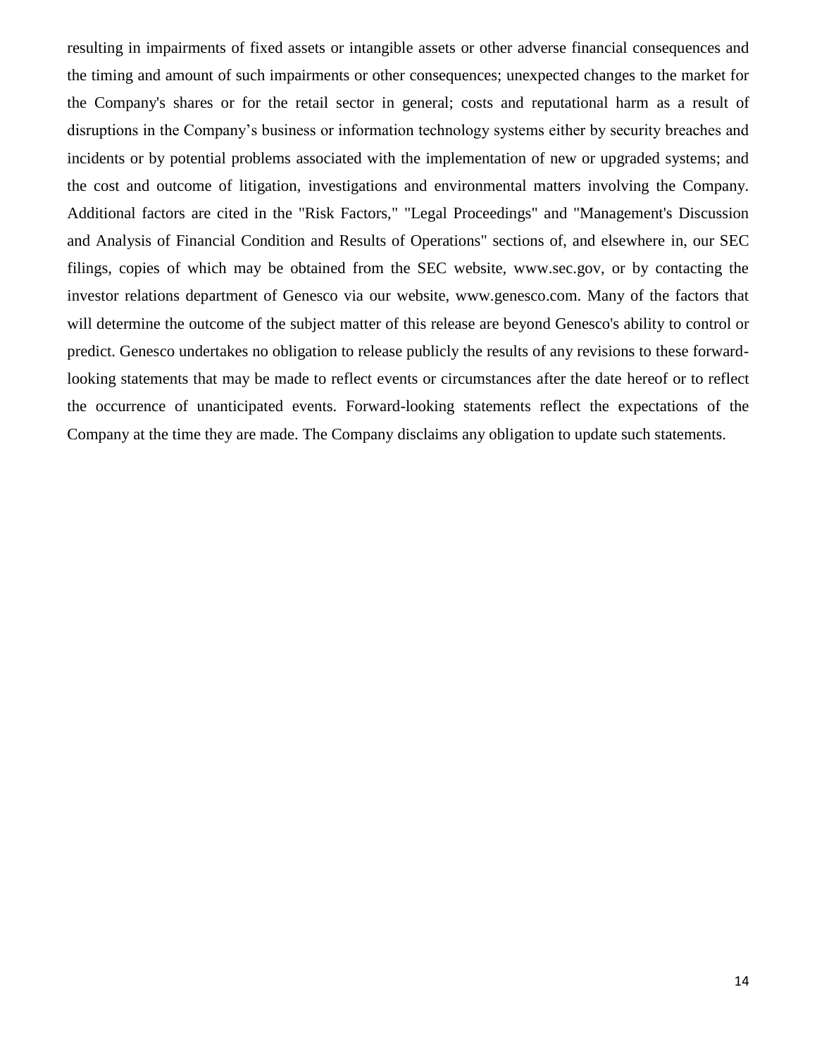resulting in impairments of fixed assets or intangible assets or other adverse financial consequences and the timing and amount of such impairments or other consequences; unexpected changes to the market for the Company's shares or for the retail sector in general; costs and reputational harm as a result of disruptions in the Company’s business or information technology systems either by security breaches and incidents or by potential problems associated with the implementation of new or upgraded systems; and the cost and outcome of litigation, investigations and environmental matters involving the Company. Additional factors are cited in the "Risk Factors," "Legal Proceedings" and "Management's Discussion and Analysis of Financial Condition and Results of Operations" sections of, and elsewhere in, our SEC filings, copies of which may be obtained from the SEC website, www.sec.gov, or by contacting the investor relations department of Genesco via our website, www.genesco.com. Many of the factors that will determine the outcome of the subject matter of this release are beyond Genesco's ability to control or predict. Genesco undertakes no obligation to release publicly the results of any revisions to these forward-looking statements that may be made to reflect events or circumstances after the date hereof or to reflect the occurrence of unanticipated events. Forward-looking statements reflect the expectations of the Company at the time they are made. The Company disclaims any obligation to update such statements.